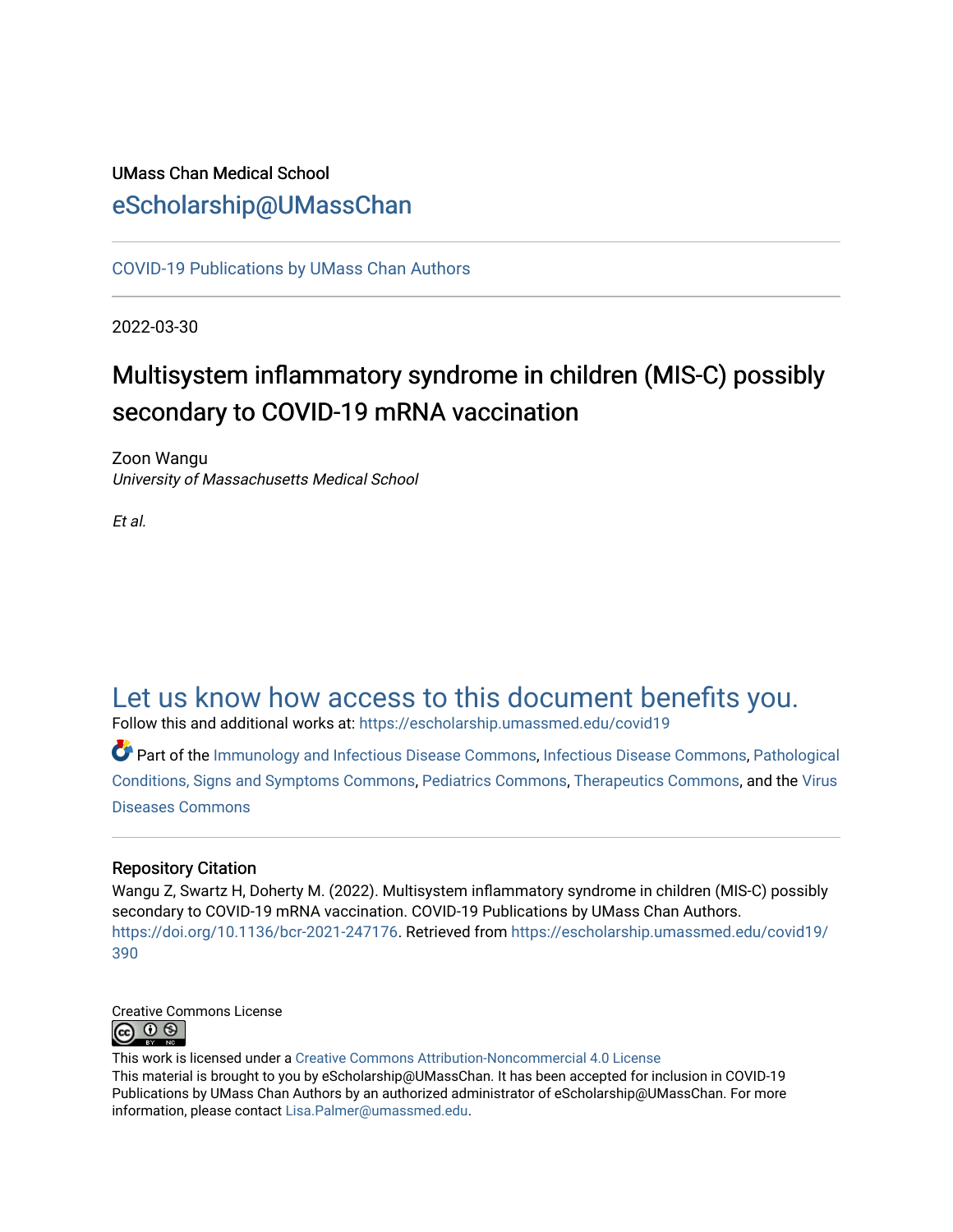UMass Chan Medical School

eScholarship@UMassChan

COVID-19 Publications by UMass Chan Authors

2022-03-30

# Multisystem inflammatory syndrome in children (MIS-C) possibly secondary to COVID-19 mRNA vaccination

Zoon Wangu
*University of Massachusetts Medical School*

*Et al.*

## Let us know how access to this document benefits you.

Follow this and additional works at: https://escholarship.umassmed.edu/covid19

Part of the Immunology and Infectious Disease Commons, Infectious Disease Commons, Pathological Conditions, Signs and Symptoms Commons, Pediatrics Commons, Therapeutics Commons, and the Virus Diseases Commons

### Repository Citation

Wangu Z, Swartz H, Doherty M. (2022). Multisystem inflammatory syndrome in children (MIS-C) possibly secondary to COVID-19 mRNA vaccination. COVID-19 Publications by UMass Chan Authors. https://doi.org/10.1136/bcr-2021-247176. Retrieved from https://escholarship.umassmed.edu/covid19/390

Creative Commons License

This work is licensed under a Creative Commons Attribution-Noncommercial 4.0 License
This material is brought to you by eScholarship@UMassChan. It has been accepted for inclusion in COVID-19 Publications by UMass Chan Authors by an authorized administrator of eScholarship@UMassChan. For more information, please contact Lisa.Palmer@umassmed.edu.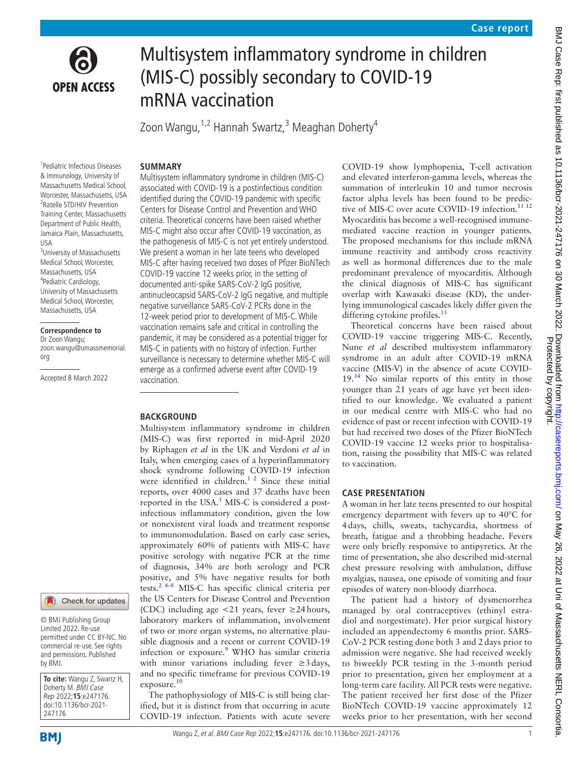# Multisystem inflammatory syndrome in children (MIS-C) possibly secondary to COVID-19 mRNA vaccination

Zoon Wangu,[1,2] Hannah Swartz,[3] Meaghan Doherty[4]

[1]Pediatric Infectious Diseases & Immunology, University of Massachusetts Medical School, Worcester, Massachusetts, USA
[2]Ratelle STD/HIV Prevention Training Center, Massachusetts Department of Public Health, Jamaica Plain, Massachusetts, USA
[3]University of Massachusetts Medical School, Worcester, Massachusetts, USA
[4]Pediatric Cardiology, University of Massachusetts Medical School, Worcester, Massachusetts, USA

**Correspondence to**
Dr Zoon Wangu;
zoon.wangu@umassmemorial.org

Accepted 8 March 2022

© BMJ Publishing Group Limited 2022. Re-use permitted under CC BY-NC. No commercial re-use. See rights and permissions. Published by BMJ.

**To cite:** Wangu Z, Swartz H, Doherty M. *BMJ Case Rep* 2022;**15**:e247176. doi:10.1136/bcr-2021-247176

## SUMMARY

Multisystem inflammatory syndrome in children (MIS-C) associated with COVID-19 is a postinfectious condition identified during the COVID-19 pandemic with specific Centers for Disease Control and Prevention and WHO criteria. Theoretical concerns have been raised whether MIS-C might also occur after COVID-19 vaccination, as the pathogenesis of MIS-C is not yet entirely understood. We present a woman in her late teens who developed MIS-C after having received two doses of Pfizer BioNTech COVID-19 vaccine 12 weeks prior, in the setting of documented anti-spike SARS-CoV-2 IgG positive, antinucleocapsid SARS-CoV-2 IgG negative, and multiple negative surveillance SARS-CoV-2 PCRs done in the 12-week period prior to development of MIS-C. While vaccination remains safe and critical in controlling the pandemic, it may be considered as a potential trigger for MIS-C in patients with no history of infection. Further surveillance is necessary to determine whether MIS-C will emerge as a confirmed adverse event after COVID-19 vaccination.

## BACKGROUND

Multisystem inflammatory syndrome in children (MIS-C) was first reported in mid-April 2020 by Riphagen *et al* in the UK and Verdoni *et al* in Italy, when emerging cases of a hyperinflammatory shock syndrome following COVID-19 infection were identified in children.[1 2] Since these initial reports, over 4000 cases and 37 deaths have been reported in the USA.[3] MIS-C is considered a postinfectious inflammatory condition, given the low or nonexistent viral loads and treatment response to immunomodulation. Based on early case series, approximately 60% of patients with MIS-C have positive serology with negative PCR at the time of diagnosis, 34% are both serology and PCR positive, and 5% have negative results for both tests.[2 4–8] MIS-C has specific clinical criteria per the US Centers for Disease Control and Prevention (CDC) including age <21 years, fever ≥24 hours, laboratory markers of inflammation, involvement of two or more organ systems, no alternative plausible diagnosis and a recent or current COVID-19 infection or exposure.[9] WHO has similar criteria with minor variations including fever ≥3 days, and no specific timeframe for previous COVID-19 exposure.[10]

The pathophysiology of MIS-C is still being clarified, but it is distinct from that occurring in acute COVID-19 infection. Patients with acute severe COVID-19 show lymphopenia, T-cell activation and elevated interferon-gamma levels, whereas the summation of interleukin 10 and tumor necrosis factor alpha levels has been found to be predictive of MIS-C over acute COVID-19 infection.[11 12] Myocarditis has become a well-recognised immune-mediated vaccine reaction in younger patients. The proposed mechanisms for this include mRNA immune reactivity and antibody cross reactivity as well as hormonal differences due to the male predominant prevalence of myocarditis. Although the clinical diagnosis of MIS-C has significant overlap with Kawasaki disease (KD), the underlying immunological cascades likely differ given the differing cytokine profiles.[13]

Theoretical concerns have been raised about COVID-19 vaccine triggering MIS-C. Recently, Nune *et al* described multisystem inflammatory syndrome in an adult after COVID-19 mRNA vaccine (MIS-V) in the absence of acute COVID-19.[14] No similar reports of this entity in those younger than 21 years of age have yet been identified to our knowledge. We evaluated a patient in our medical centre with MIS-C who had no evidence of past or recent infection with COVID-19 but had received two doses of the Pfizer BioNTech COVID-19 vaccine 12 weeks prior to hospitalisation, raising the possibility that MIS-C was related to vaccination.

## CASE PRESENTATION

A woman in her late teens presented to our hospital emergency department with fevers up to 40°C for 4 days, chills, sweats, tachycardia, shortness of breath, fatigue and a throbbing headache. Fevers were only briefly responsive to antipyretics. At the time of presentation, she also described mid-sternal chest pressure resolving with ambulation, diffuse myalgias, nausea, one episode of vomiting and four episodes of watery non-bloody diarrhoea.

The patient had a history of dysmenorrhea managed by oral contraceptives (ethinyl estradiol and norgestimate). Her prior surgical history included an appendectomy 6 months prior. SARS-CoV-2 PCR testing done both 3 and 2 days prior to admission were negative. She had received weekly to biweekly PCR testing in the 3-month period prior to presentation, given her employment at a long-term care facility. All PCR tests were negative. The patient received her first dose of the Pfizer BioNTech COVID-19 vaccine approximately 12 weeks prior to her presentation, with her second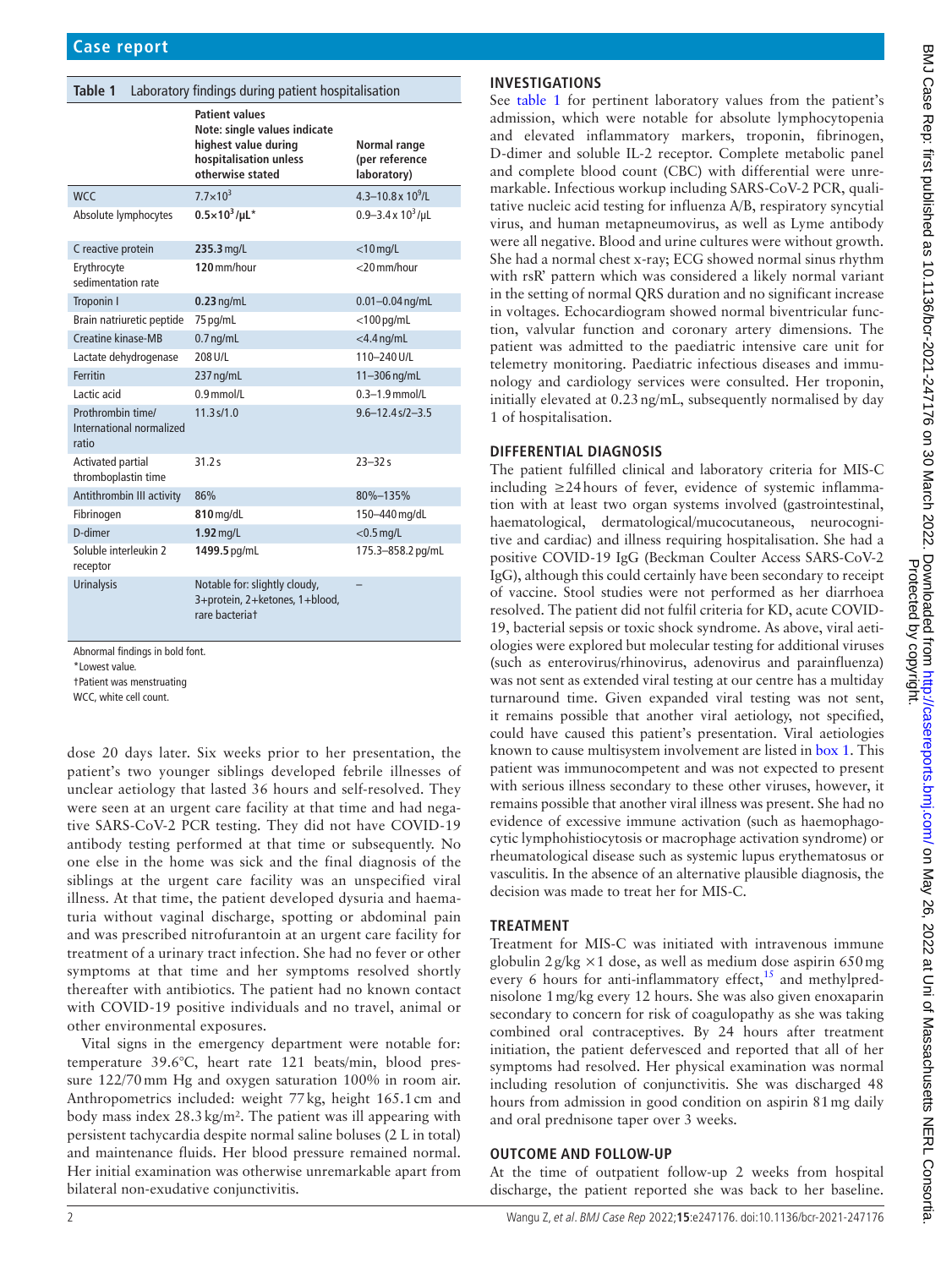**Table 1** Laboratory findings during patient hospitalisation

| | Patient values Note: single values indicate highest value during hospitalisation unless otherwise stated | Normal range (per reference laboratory) |
|---|---|---|
| WCC | $7.7\times10^3$ | 4.3–10.8 x $10^9$/L |
| Absolute lymphocytes | **$0.5\times10^3$/µL*** | 0.9–3.4 x $10^3$/µL |
| C reactive protein | **235.3** mg/L | <10 mg/L |
| Erythrocyte sedimentation rate | **120** mm/hour | <20 mm/hour |
| Troponin I | **0.23** ng/mL | 0.01–0.04 ng/mL |
| Brain natriuretic peptide | 75 pg/mL | <100 pg/mL |
| Creatine kinase-MB | 0.7 ng/mL | <4.4 ng/mL |
| Lactate dehydrogenase | 208 U/L | 110–240 U/L |
| Ferritin | 237 ng/mL | 11–306 ng/mL |
| Lactic acid | 0.9 mmol/L | 0.3–1.9 mmol/L |
| Prothrombin time/ International normalized ratio | 11.3 s/1.0 | 9.6–12.4 s/2–3.5 |
| Activated partial thromboplastin time | 31.2 s | 23–32 s |
| Antithrombin III activity | 86% | 80%–135% |
| Fibrinogen | **810** mg/dL | 150–440 mg/dL |
| D-dimer | **1.92** mg/L | <0.5 mg/L |
| Soluble interleukin 2 receptor | **1499.5** pg/mL | 175.3–858.2 pg/mL |
| Urinalysis | Notable for: slightly cloudy, 3+protein, 2+ketones, 1+blood, rare bacteria† | – |

Abnormal findings in bold font.
*Lowest value.
†Patient was menstruating
WCC, white cell count.

dose 20 days later. Six weeks prior to her presentation, the patient's two younger siblings developed febrile illnesses of unclear aetiology that lasted 36 hours and self-resolved. They were seen at an urgent care facility at that time and had negative SARS-CoV-2 PCR testing. They did not have COVID-19 antibody testing performed at that time or subsequently. No one else in the home was sick and the final diagnosis of the siblings at the urgent care facility was an unspecified viral illness. At that time, the patient developed dysuria and haematuria without vaginal discharge, spotting or abdominal pain and was prescribed nitrofurantoin at an urgent care facility for treatment of a urinary tract infection. She had no fever or other symptoms at that time and her symptoms resolved shortly thereafter with antibiotics. The patient had no known contact with COVID-19 positive individuals and no travel, animal or other environmental exposures.

Vital signs in the emergency department were notable for: temperature 39.6°C, heart rate 121 beats/min, blood pressure 122/70 mm Hg and oxygen saturation 100% in room air. Anthropometrics included: weight 77 kg, height 165.1 cm and body mass index 28.3 kg/m². The patient was ill appearing with persistent tachycardia despite normal saline boluses (2 L in total) and maintenance fluids. Her blood pressure remained normal. Her initial examination was otherwise unremarkable apart from bilateral non-exudative conjunctivitis.

## INVESTIGATIONS

See table 1 for pertinent laboratory values from the patient's admission, which were notable for absolute lymphocytopenia and elevated inflammatory markers, troponin, fibrinogen, D-dimer and soluble IL-2 receptor. Complete metabolic panel and complete blood count (CBC) with differential were unremarkable. Infectious workup including SARS-CoV-2 PCR, qualitative nucleic acid testing for influenza A/B, respiratory syncytial virus, and human metapneumovirus, as well as Lyme antibody were all negative. Blood and urine cultures were without growth. She had a normal chest x-ray; ECG showed normal sinus rhythm with rsR' pattern which was considered a likely normal variant in the setting of normal QRS duration and no significant increase in voltages. Echocardiogram showed normal biventricular function, valvular function and coronary artery dimensions. The patient was admitted to the paediatric intensive care unit for telemetry monitoring. Paediatric infectious diseases and immunology and cardiology services were consulted. Her troponin, initially elevated at 0.23 ng/mL, subsequently normalised by day 1 of hospitalisation.

## DIFFERENTIAL DIAGNOSIS

The patient fulfilled clinical and laboratory criteria for MIS-C including ≥24 hours of fever, evidence of systemic inflammation with at least two organ systems involved (gastrointestinal, haematological, dermatological/mucocutaneous, neurocognitive and cardiac) and illness requiring hospitalisation. She had a positive COVID-19 IgG (Beckman Coulter Access SARS-CoV-2 IgG), although this could certainly have been secondary to receipt of vaccine. Stool studies were not performed as her diarrhoea resolved. The patient did not fulfil criteria for KD, acute COVID-19, bacterial sepsis or toxic shock syndrome. As above, viral aetiologies were explored but molecular testing for additional viruses (such as enterovirus/rhinovirus, adenovirus and parainfluenza) was not sent as extended viral testing at our centre has a multiday turnaround time. Given expanded viral testing was not sent, it remains possible that another viral aetiology, not specified, could have caused this patient's presentation. Viral aetiologies known to cause multisystem involvement are listed in box 1. This patient was immunocompetent and was not expected to present with serious illness secondary to these other viruses, however, it remains possible that another viral illness was present. She had no evidence of excessive immune activation (such as haemophagocytic lymphohistiocytosis or macrophage activation syndrome) or rheumatological disease such as systemic lupus erythematosus or vasculitis. In the absence of an alternative plausible diagnosis, the decision was made to treat her for MIS-C.

## TREATMENT

Treatment for MIS-C was initiated with intravenous immune globulin 2 g/kg ×1 dose, as well as medium dose aspirin 650 mg every 6 hours for anti-inflammatory effect,[15] and methylprednisolone 1 mg/kg every 12 hours. She was also given enoxaparin secondary to concern for risk of coagulopathy as she was taking combined oral contraceptives. By 24 hours after treatment initiation, the patient defervesced and reported that all of her symptoms had resolved. Her physical examination was normal including resolution of conjunctivitis. She was discharged 48 hours from admission in good condition on aspirin 81 mg daily and oral prednisone taper over 3 weeks.

## OUTCOME AND FOLLOW-UP

At the time of outpatient follow-up 2 weeks from hospital discharge, the patient reported she was back to her baseline.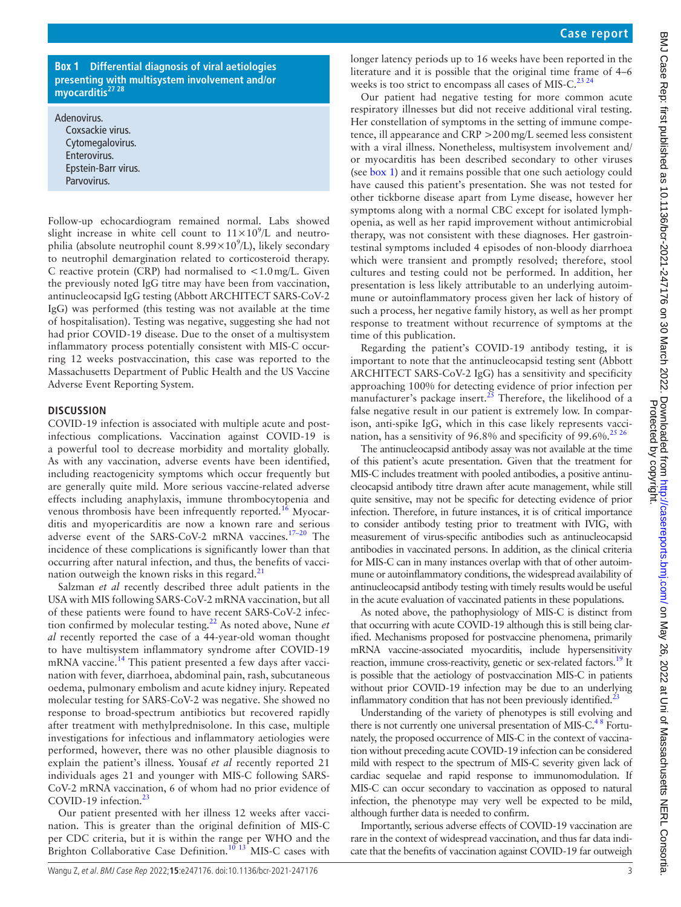**Box 1 Differential diagnosis of viral aetiologies presenting with multisystem involvement and/or myocarditis[27 28]**

- Adenovirus.
- Coxsackie virus.
- Cytomegalovirus.
- Enterovirus.
- Epstein-Barr virus.
- Parvovirus.

Follow-up echocardiogram remained normal. Labs showed slight increase in white cell count to $11\times10^9$/L and neutrophilia (absolute neutrophil count $8.99\times10^9$/L), likely secondary to neutrophil demargination related to corticosteroid therapy. C reactive protein (CRP) had normalised to <1.0 mg/L. Given the previously noted IgG titre may have been from vaccination, antinucleocapsid IgG testing (Abbott ARCHITECT SARS-CoV-2 IgG) was performed (this testing was not available at the time of hospitalisation). Testing was negative, suggesting she had not had prior COVID-19 disease. Due to the onset of a multisystem inflammatory process potentially consistent with MIS-C occurring 12 weeks postvaccination, this case was reported to the Massachusetts Department of Public Health and the US Vaccine Adverse Event Reporting System.

## DISCUSSION

COVID-19 infection is associated with multiple acute and post-infectious complications. Vaccination against COVID-19 is a powerful tool to decrease morbidity and mortality globally. As with any vaccination, adverse events have been identified, including reactogenicity symptoms which occur frequently but are generally quite mild. More serious vaccine-related adverse effects including anaphylaxis, immune thrombocytopenia and venous thrombosis have been infrequently reported.[16] Myocarditis and myopericarditis are now a known rare and serious adverse event of the SARS-CoV-2 mRNA vaccines.[17–20] The incidence of these complications is significantly lower than that occurring after natural infection, and thus, the benefits of vaccination outweigh the known risks in this regard.[21]

Salzman *et al* recently described three adult patients in the USA with MIS following SARS-CoV-2 mRNA vaccination, but all of these patients were found to have recent SARS-CoV-2 infection confirmed by molecular testing.[22] As noted above, Nune *et al* recently reported the case of a 44-year-old woman thought to have multisystem inflammatory syndrome after COVID-19 mRNA vaccine.[14] This patient presented a few days after vaccination with fever, diarrhoea, abdominal pain, rash, subcutaneous oedema, pulmonary embolism and acute kidney injury. Repeated molecular testing for SARS-CoV-2 was negative. She showed no response to broad-spectrum antibiotics but recovered rapidly after treatment with methylprednisolone. In this case, multiple investigations for infectious and inflammatory aetiologies were performed, however, there was no other plausible diagnosis to explain the patient's illness. Yousaf *et al* recently reported 21 individuals ages 21 and younger with MIS-C following SARS-CoV-2 mRNA vaccination, 6 of whom had no prior evidence of COVID-19 infection.[23]

Our patient presented with her illness 12 weeks after vaccination. This is greater than the original definition of MIS-C per CDC criteria, but it is within the range per WHO and the Brighton Collaborative Case Definition.[10 13] MIS-C cases with longer latency periods up to 16 weeks have been reported in the literature and it is possible that the original time frame of 4–6 weeks is too strict to encompass all cases of MIS-C.[23 24]

Our patient had negative testing for more common acute respiratory illnesses but did not receive additional viral testing. Her constellation of symptoms in the setting of immune competence, ill appearance and CRP >200 mg/L seemed less consistent with a viral illness. Nonetheless, multisystem involvement and/or myocarditis has been described secondary to other viruses (see box 1) and it remains possible that one such aetiology could have caused this patient's presentation. She was not tested for other tickborne disease apart from Lyme disease, however her symptoms along with a normal CBC except for isolated lymphopenia, as well as her rapid improvement without antimicrobial therapy, was not consistent with these diagnoses. Her gastrointestinal symptoms included 4 episodes of non-bloody diarrhoea which were transient and promptly resolved; therefore, stool cultures and testing could not be performed. In addition, her presentation is less likely attributable to an underlying autoimmune or autoinflammatory process given her lack of history of such a process, her negative family history, as well as her prompt response to treatment without recurrence of symptoms at the time of this publication.

Regarding the patient's COVID-19 antibody testing, it is important to note that the antinucleocapsid testing sent (Abbott ARCHITECT SARS-CoV-2 IgG) has a sensitivity and specificity approaching 100% for detecting evidence of prior infection per manufacturer's package insert.[25] Therefore, the likelihood of a false negative result in our patient is extremely low. In comparison, anti-spike IgG, which in this case likely represents vaccination, has a sensitivity of 96.8% and specificity of 99.6%.[25 26]

The antinucleocapsid antibody assay was not available at the time of this patient's acute presentation. Given that the treatment for MIS-C includes treatment with pooled antibodies, a positive antinucleocapsid antibody titre drawn after acute management, while still quite sensitive, may not be specific for detecting evidence of prior infection. Therefore, in future instances, it is of critical importance to consider antibody testing prior to treatment with IVIG, with measurement of virus-specific antibodies such as antinucleocapsid antibodies in vaccinated persons. In addition, as the clinical criteria for MIS-C can in many instances overlap with that of other autoimmune or autoinflammatory conditions, the widespread availability of antinucleocapsid antibody testing with timely results would be useful in the acute evaluation of vaccinated patients in these populations.

As noted above, the pathophysiology of MIS-C is distinct from that occurring with acute COVID-19 although this is still being clarified. Mechanisms proposed for postvaccine phenomena, primarily mRNA vaccine-associated myocarditis, include hypersensitivity reaction, immune cross-reactivity, genetic or sex-related factors.[19] It is possible that the aetiology of postvaccination MIS-C in patients without prior COVID-19 infection may be due to an underlying inflammatory condition that has not been previously identified.[23]

Understanding of the variety of phenotypes is still evolving and there is not currently one universal presentation of MIS-C.[4 8] Fortunately, the proposed occurrence of MIS-C in the context of vaccination without preceding acute COVID-19 infection can be considered mild with respect to the spectrum of MIS-C severity given lack of cardiac sequelae and rapid response to immunomodulation. If MIS-C can occur secondary to vaccination as opposed to natural infection, the phenotype may very well be expected to be mild, although further data is needed to confirm.

Importantly, serious adverse effects of COVID-19 vaccination are rare in the context of widespread vaccination, and thus far data indicate that the benefits of vaccination against COVID-19 far outweigh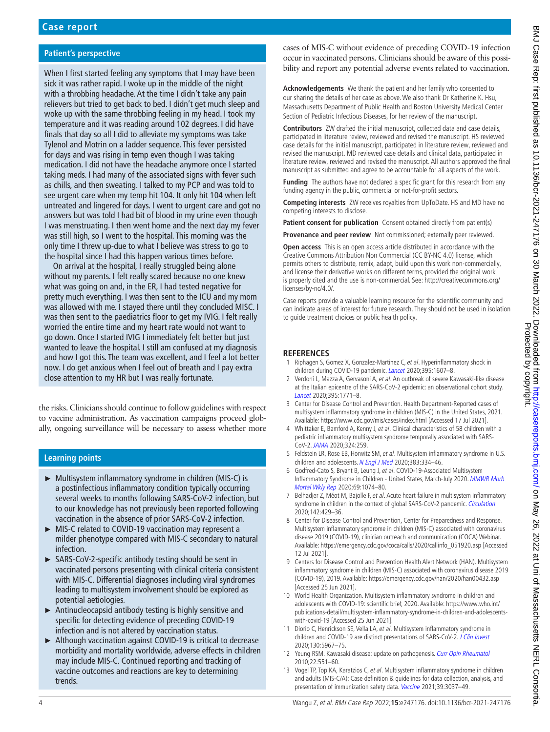## Patient's perspective

When I first started feeling any symptoms that I may have been sick it was rather rapid. I woke up in the middle of the night with a throbbing headache. At the time I didn't take any pain relievers but tried to get back to bed. I didn't get much sleep and woke up with the same throbbing feeling in my head. I took my temperature and it was reading around 102 degrees. I did have finals that day so all I did to alleviate my symptoms was take Tylenol and Motrin on a ladder sequence. This fever persisted for days and was rising in temp even though I was taking medication. I did not have the headache anymore once I started taking meds. I had many of the associated signs with fever such as chills, and then sweating. I talked to my PCP and was told to see urgent care when my temp hit 104. It only hit 104 when left untreated and lingered for days. I went to urgent care and got no answers but was told I had bit of blood in my urine even though I was menstruating. I then went home and the next day my fever was still high, so I went to the hospital. This morning was the only time I threw up-due to what I believe was stress to go to the hospital since I had this happen various times before.

On arrival at the hospital, I really struggled being alone without my parents. I felt really scared because no one knew what was going on and, in the ER, I had tested negative for pretty much everything. I was then sent to the ICU and my mom was allowed with me. I stayed there until they concluded MISC. I was then sent to the paediatrics floor to get my IVIG. I felt really worried the entire time and my heart rate would not want to go down. Once I started IVIG I immediately felt better but just wanted to leave the hospital. I still am confused at my diagnosis and how I got this. The team was excellent, and I feel a lot better now. I do get anxious when I feel out of breath and I pay extra close attention to my HR but I was really fortunate.

the risks. Clinicians should continue to follow guidelines with respect to vaccine administration. As vaccination campaigns proceed globally, ongoing surveillance will be necessary to assess whether more cases of MIS-C without evidence of preceding COVID-19 infection occur in vaccinated persons. Clinicians should be aware of this possibility and report any potential adverse events related to vaccination.

## Learning points

- Multisystem inflammatory syndrome in children (MIS-C) is a postinfectious inflammatory condition typically occurring several weeks to months following SARS-CoV-2 infection, but to our knowledge has not previously been reported following vaccination in the absence of prior SARS-CoV-2 infection.
- MIS-C related to COVID-19 vaccination may represent a milder phenotype compared with MIS-C secondary to natural infection.
- SARS-CoV-2-specific antibody testing should be sent in vaccinated persons presenting with clinical criteria consistent with MIS-C. Differential diagnoses including viral syndromes leading to multisystem involvement should be explored as potential aetiologies.
- Antinucleocapsid antibody testing is highly sensitive and specific for detecting evidence of preceding COVID-19 infection and is not altered by vaccination status.
- Although vaccination against COVID-19 is critical to decrease morbidity and mortality worldwide, adverse effects in children may include MIS-C. Continued reporting and tracking of vaccine outcomes and reactions are key to determining trends.

**Acknowledgements** We thank the patient and her family who consented to our sharing the details of her case as above. We also thank Dr Katherine K. Hsu, Massachusetts Department of Public Health and Boston University Medical Center Section of Pediatric Infectious Diseases, for her review of the manuscript.

**Contributors** ZW drafted the initial manuscript, collected data and case details, participated in literature review, reviewed and revised the manuscript. HS reviewed case details for the initial manuscript, participated in literature review, reviewed and revised the manuscript. MD reviewed case details and clinical data, participated in literature review, reviewed and revised the manuscript. All authors approved the final manuscript as submitted and agree to be accountable for all aspects of the work.

**Funding** The authors have not declared a specific grant for this research from any funding agency in the public, commercial or not-for-profit sectors.

**Competing interests** ZW receives royalties from UpToDate. HS and MD have no competing interests to disclose.

**Patient consent for publication** Consent obtained directly from patient(s)

**Provenance and peer review** Not commissioned; externally peer reviewed.

**Open access** This is an open access article distributed in accordance with the Creative Commons Attribution Non Commercial (CC BY-NC 4.0) license, which permits others to distribute, remix, adapt, build upon this work non-commercially, and license their derivative works on different terms, provided the original work is properly cited and the use is non-commercial. See: http://creativecommons.org/licenses/by-nc/4.0/.

Case reports provide a valuable learning resource for the scientific community and can indicate areas of interest for future research. They should not be used in isolation to guide treatment choices or public health policy.

## REFERENCES

1. Riphagen S, Gomez X, Gonzalez-Martinez C, *et al*. Hyperinflammatory shock in children during COVID-19 pandemic. *Lancet* 2020;395:1607–8.
2. Verdoni L, Mazza A, Gervasoni A, *et al*. An outbreak of severe Kawasaki-like disease at the Italian epicentre of the SARS-CoV-2 epidemic: an observational cohort study. *Lancet* 2020;395:1771–8.
3. Center for Disease Control and Prevention. Health Department-Reported cases of multisystem inflammatory syndrome in children (MIS-C) in the United States, 2021. Available: https://www.cdc.gov/mis/cases/index.html [Accessed 17 Jul 2021].
4. Whittaker E, Bamford A, Kenny J, *et al*. Clinical characteristics of 58 children with a pediatric inflammatory multisystem syndrome temporally associated with SARS-CoV-2. *JAMA* 2020;324:259.
5. Feldstein LR, Rose EB, Horwitz SM, *et al*. Multisystem inflammatory syndrome in U.S. children and adolescents. *N Engl J Med* 2020;383:334–46.
6. Godfred-Cato S, Bryant B, Leung J, *et al*. COVID-19-Associated Multisystem Inflammatory Syndrome in Children - United States, March-July 2020. *MMWR Morb Mortal Wkly Rep* 2020;69:1074–80.
7. Belhadjer Z, Méot M, Bajolle F, *et al*. Acute heart failure in multisystem inflammatory syndrome in children in the context of global SARS-CoV-2 pandemic. *Circulation* 2020;142:429–36.
8. Center for Disease Control and Prevention, Center for Preparedness and Response. Multisystem inflammatory syndrome in children (MIS-C) associated with coronavirus disease 2019 (COVID-19), clinician outreach and communication (COCA) Webinar. Available: https://emergency.cdc.gov/coca/calls/2020/callinfo_051920.asp [Accessed 12 Jul 2021].
9. Centers for Disease Control and Prevention Health Alert Network (HAN). Multisystem inflammatory syndrome in children (MIS-C) associated with coronavirus disease 2019 (COVID-19), 2019. Available: https://emergency.cdc.gov/han/2020/han00432.asp [Accessed 25 Jun 2021].
10. World Health Organization. Multisystem inflammatory syndrome in children and adolescents with COVID-19: scientific brief, 2020. Available: https://www.who.int/publications-detail/multisystem-inflammatory-syndrome-in-children-and-adolescents-with-covid-19 [Accessed 25 Jun 2021].
11. Diorio C, Henrickson SE, Vella LA, *et al*. Multisystem inflammatory syndrome in children and COVID-19 are distinct presentations of SARS-CoV-2. *J Clin Invest* 2020;130:5967–75.
12. Yeung RSM. Kawasaki disease: update on pathogenesis. *Curr Opin Rheumatol* 2010;22:551–60.
13. Vogel TP, Top KA, Karatzios C, *et al*. Multisystem inflammatory syndrome in children and adults (MIS-C/A): Case definition & guidelines for data collection, analysis, and presentation of immunization safety data. *Vaccine* 2021;39:3037–49.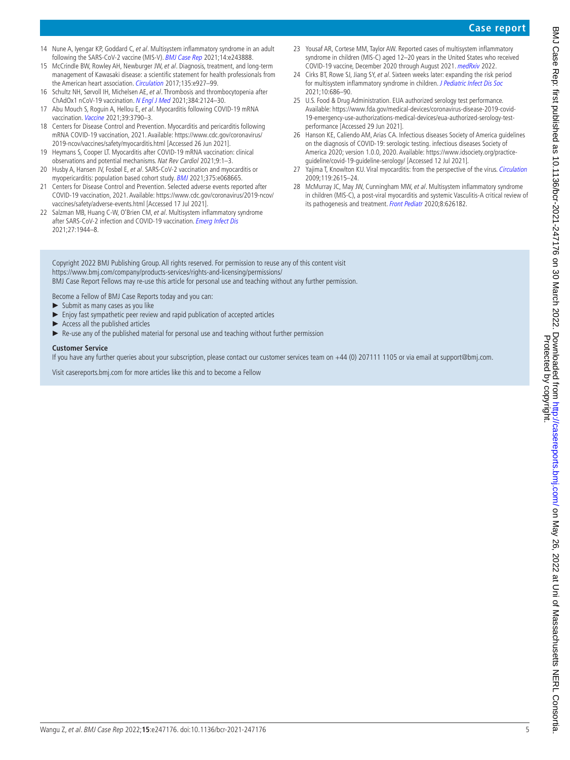14 Nune A, Iyengar KP, Goddard C, *et al*. Multisystem inflammatory syndrome in an adult following the SARS-CoV-2 vaccine (MIS-V). *BMJ Case Rep* 2021;14:e243888.

15 McCrindle BW, Rowley AH, Newburger JW, *et al*. Diagnosis, treatment, and long-term management of Kawasaki disease: a scientific statement for health professionals from the American heart association. *Circulation* 2017;135:e927–99.

16 Schultz NH, Sørvoll IH, Michelsen AE, *et al*. Thrombosis and thrombocytopenia after ChAdOx1 nCoV-19 vaccination. *N Engl J Med* 2021;384:2124–30.

17 Abu Mouch S, Roguin A, Hellou E, *et al*. Myocarditis following COVID-19 mRNA vaccination. *Vaccine* 2021;39:3790–3.

18 Centers for Disease Control and Prevention. Myocarditis and pericarditis following mRNA COVID-19 vaccination, 2021. Available: https://www.cdc.gov/coronavirus/2019-ncov/vaccines/safety/myocarditis.html [Accessed 26 Jun 2021].

19 Heymans S, Cooper LT. Myocarditis after COVID-19 mRNA vaccination: clinical observations and potential mechanisms. *Nat Rev Cardiol* 2021;9:1–3.

20 Husby A, Hansen JV, Fosbøl E, *et al*. SARS-CoV-2 vaccination and myocarditis or myopericarditis: population based cohort study. *BMJ* 2021;375:e068665.

21 Centers for Disease Control and Prevention. Selected adverse events reported after COVID-19 vaccination, 2021. Available: https://www.cdc.gov/coronavirus/2019-ncov/vaccines/safety/adverse-events.html [Accessed 17 Jul 2021].

22 Salzman MB, Huang C-W, O'Brien CM, *et al*. Multisystem inflammatory syndrome after SARS-CoV-2 infection and COVID-19 vaccination. *Emerg Infect Dis* 2021;27:1944–8.

23 Yousaf AR, Cortese MM, Taylor AW. Reported cases of multisystem inflammatory syndrome in children (MIS-C) aged 12–20 years in the United States who received COVID-19 vaccine, December 2020 through August 2021. *medRxiv* 2022.

24 Cirks BT, Rowe SJ, Jiang SY, *et al*. Sixteen weeks later: expanding the risk period for multisystem inflammatory syndrome in children. *J Pediatric Infect Dis Soc* 2021;10:686–90.

25 U.S. Food & Drug Administration. EUA authorized serology test performance. Available: https://www.fda.gov/medical-devices/coronavirus-disease-2019-covid-19-emergency-use-authorizations-medical-devices/eua-authorized-serology-test-performance [Accessed 29 Jun 2021].

26 Hanson KE, Caliendo AM, Arias CA. Infectious diseases Society of America guidelines on the diagnosis of COVID-19: serologic testing. infectious diseases Society of America 2020; version 1.0.0, 2020. Available: https://www.idsociety.org/practice-guideline/covid-19-guideline-serology/ [Accessed 12 Jul 2021].

27 Yajima T, Knowlton KU. Viral myocarditis: from the perspective of the virus. *Circulation* 2009;119:2615–24.

28 McMurray JC, May JW, Cunningham MW, *et al*. Multisystem inflammatory syndrome in children (MIS-C), a post-viral myocarditis and systemic Vasculitis-A critical review of its pathogenesis and treatment. *Front Pediatr* 2020;8:626182.

Copyright 2022 BMJ Publishing Group. All rights reserved. For permission to reuse any of this content visit
https://www.bmj.com/company/products-services/rights-and-licensing/permissions/
BMJ Case Report Fellows may re-use this article for personal use and teaching without any further permission.

Become a Fellow of BMJ Case Reports today and you can:

- Submit as many cases as you like
- Enjoy fast sympathetic peer review and rapid publication of accepted articles
- Access all the published articles
- Re-use any of the published material for personal use and teaching without further permission

**Customer Service**

If you have any further queries about your subscription, please contact our customer services team on +44 (0) 207111 1105 or via email at support@bmj.com.

Visit casereports.bmj.com for more articles like this and to become a Fellow